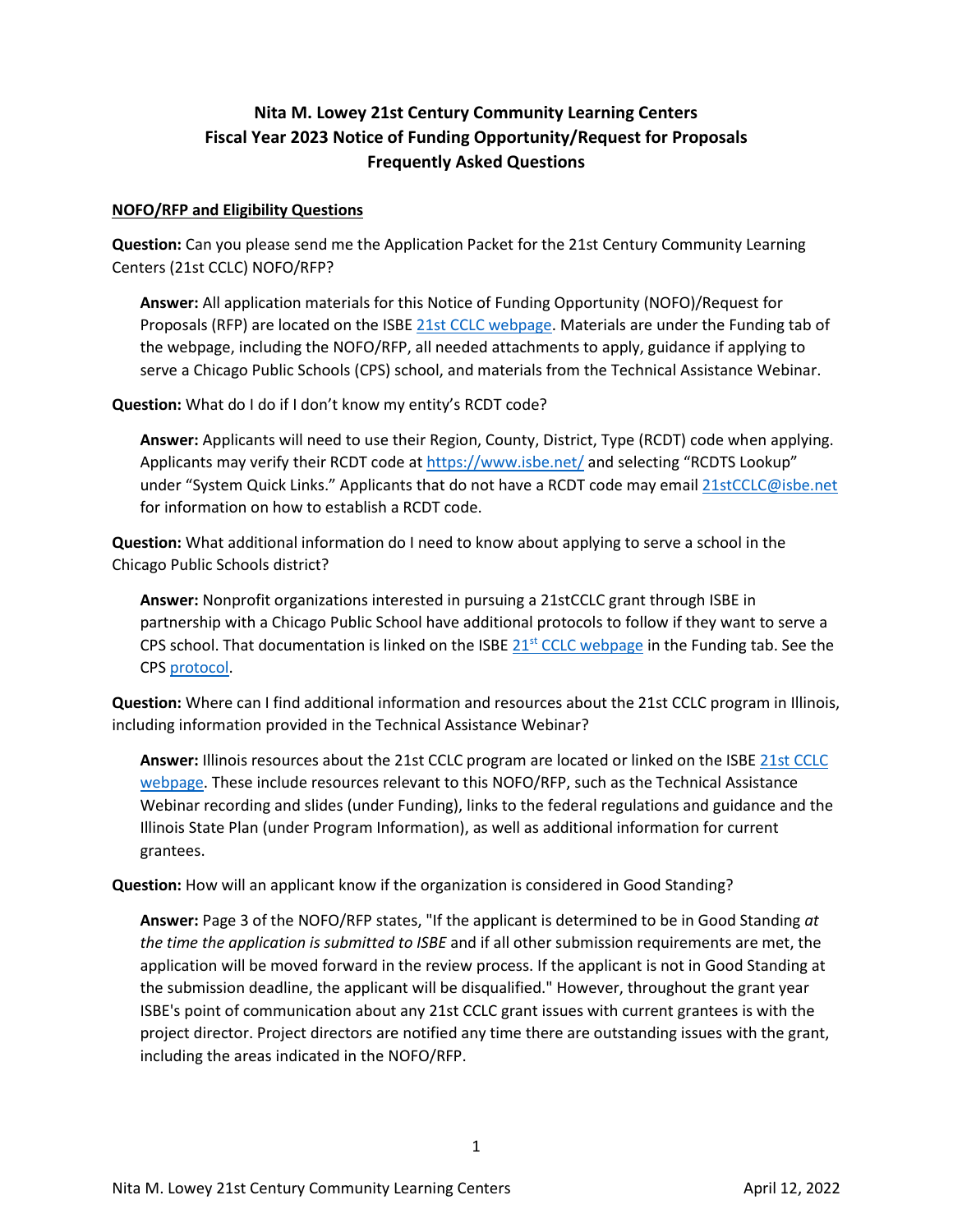# Nita M. Lowey 21st Century Community Learning Centers
# Fiscal Year 2023 Notice of Funding Opportunity/Request for Proposals
# Frequently Asked Questions

## NOFO/RFP and Eligibility Questions

**Question:** Can you please send me the Application Packet for the 21st Century Community Learning Centers (21st CCLC) NOFO/RFP?

> **Answer:** All application materials for this Notice of Funding Opportunity (NOFO)/Request for Proposals (RFP) are located on the ISBE 21st CCLC webpage. Materials are under the Funding tab of the webpage, including the NOFO/RFP, all needed attachments to apply, guidance if applying to serve a Chicago Public Schools (CPS) school, and materials from the Technical Assistance Webinar.

**Question:** What do I do if I don't know my entity's RCDT code?

> **Answer:** Applicants will need to use their Region, County, District, Type (RCDT) code when applying. Applicants may verify their RCDT code at https://www.isbe.net/ and selecting "RCDTS Lookup" under "System Quick Links." Applicants that do not have a RCDT code may email 21stCCLC@isbe.net for information on how to establish a RCDT code.

**Question:** What additional information do I need to know about applying to serve a school in the Chicago Public Schools district?

> **Answer:** Nonprofit organizations interested in pursuing a 21stCCLC grant through ISBE in partnership with a Chicago Public School have additional protocols to follow if they want to serve a CPS school. That documentation is linked on the ISBE 21st CCLC webpage in the Funding tab. See the CPS protocol.

**Question:** Where can I find additional information and resources about the 21st CCLC program in Illinois, including information provided in the Technical Assistance Webinar?

> **Answer:** Illinois resources about the 21st CCLC program are located or linked on the ISBE 21st CCLC webpage. These include resources relevant to this NOFO/RFP, such as the Technical Assistance Webinar recording and slides (under Funding), links to the federal regulations and guidance and the Illinois State Plan (under Program Information), as well as additional information for current grantees.

**Question:** How will an applicant know if the organization is considered in Good Standing?

> **Answer:** Page 3 of the NOFO/RFP states, "If the applicant is determined to be in Good Standing *at the time the application is submitted to ISBE* and if all other submission requirements are met, the application will be moved forward in the review process. If the applicant is not in Good Standing at the submission deadline, the applicant will be disqualified." However, throughout the grant year ISBE's point of communication about any 21st CCLC grant issues with current grantees is with the project director. Project directors are notified any time there are outstanding issues with the grant, including the areas indicated in the NOFO/RFP.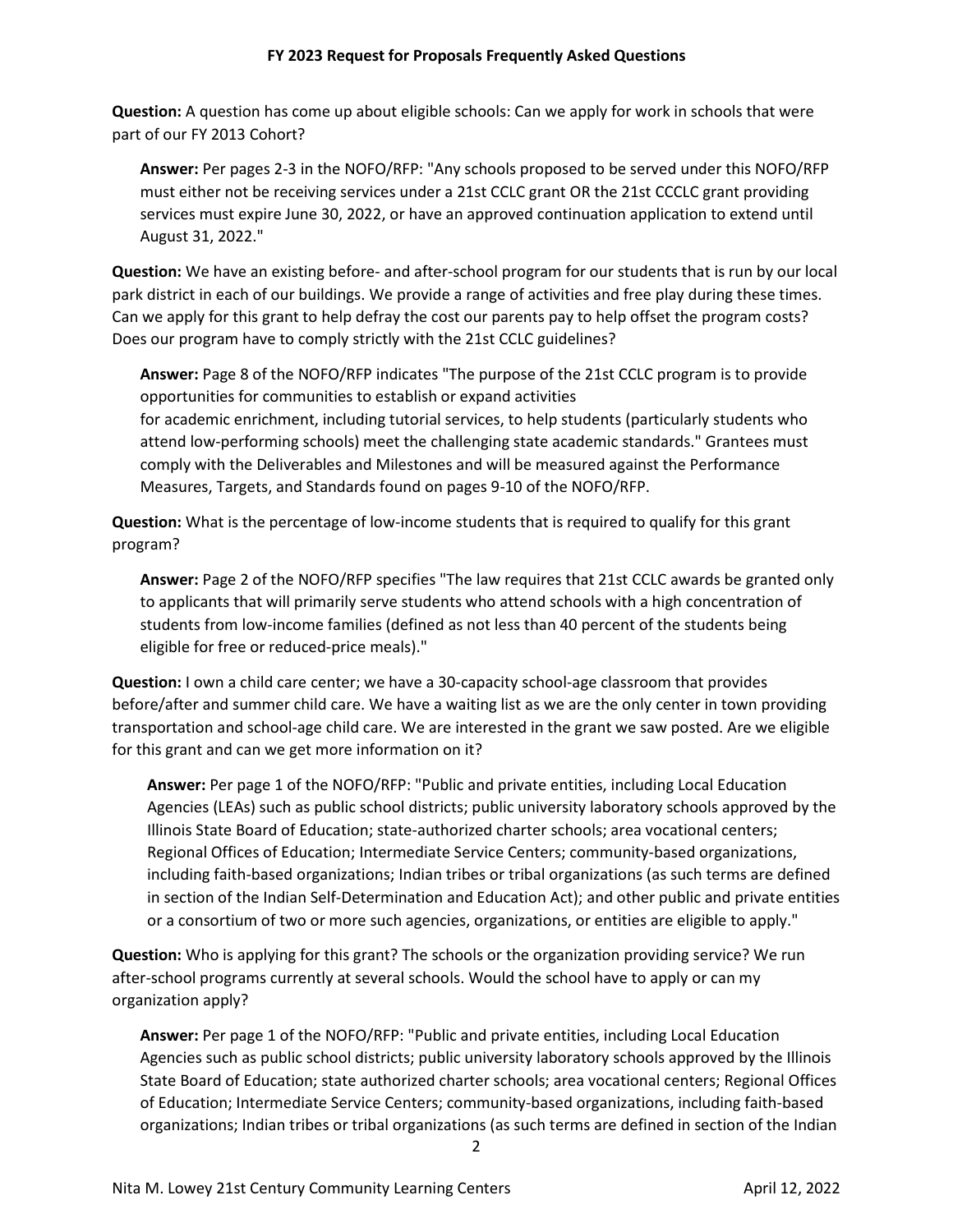**Question:** A question has come up about eligible schools: Can we apply for work in schools that were part of our FY 2013 Cohort?

> **Answer:** Per pages 2-3 in the NOFO/RFP: "Any schools proposed to be served under this NOFO/RFP must either not be receiving services under a 21st CCLC grant OR the 21st CCCLC grant providing services must expire June 30, 2022, or have an approved continuation application to extend until August 31, 2022."

**Question:** We have an existing before- and after-school program for our students that is run by our local park district in each of our buildings. We provide a range of activities and free play during these times. Can we apply for this grant to help defray the cost our parents pay to help offset the program costs? Does our program have to comply strictly with the 21st CCLC guidelines?

> **Answer:** Page 8 of the NOFO/RFP indicates "The purpose of the 21st CCLC program is to provide opportunities for communities to establish or expand activities for academic enrichment, including tutorial services, to help students (particularly students who attend low-performing schools) meet the challenging state academic standards." Grantees must comply with the Deliverables and Milestones and will be measured against the Performance Measures, Targets, and Standards found on pages 9-10 of the NOFO/RFP.

**Question:** What is the percentage of low-income students that is required to qualify for this grant program?

> **Answer:** Page 2 of the NOFO/RFP specifies "The law requires that 21st CCLC awards be granted only to applicants that will primarily serve students who attend schools with a high concentration of students from low-income families (defined as not less than 40 percent of the students being eligible for free or reduced-price meals)."

**Question:** I own a child care center; we have a 30-capacity school-age classroom that provides before/after and summer child care. We have a waiting list as we are the only center in town providing transportation and school-age child care. We are interested in the grant we saw posted. Are we eligible for this grant and can we get more information on it?

> **Answer:** Per page 1 of the NOFO/RFP: "Public and private entities, including Local Education Agencies (LEAs) such as public school districts; public university laboratory schools approved by the Illinois State Board of Education; state-authorized charter schools; area vocational centers; Regional Offices of Education; Intermediate Service Centers; community-based organizations, including faith-based organizations; Indian tribes or tribal organizations (as such terms are defined in section of the Indian Self-Determination and Education Act); and other public and private entities or a consortium of two or more such agencies, organizations, or entities are eligible to apply."

**Question:** Who is applying for this grant? The schools or the organization providing service? We run after-school programs currently at several schools. Would the school have to apply or can my organization apply?

> **Answer:** Per page 1 of the NOFO/RFP: "Public and private entities, including Local Education Agencies such as public school districts; public university laboratory schools approved by the Illinois State Board of Education; state authorized charter schools; area vocational centers; Regional Offices of Education; Intermediate Service Centers; community-based organizations, including faith-based organizations; Indian tribes or tribal organizations (as such terms are defined in section of the Indian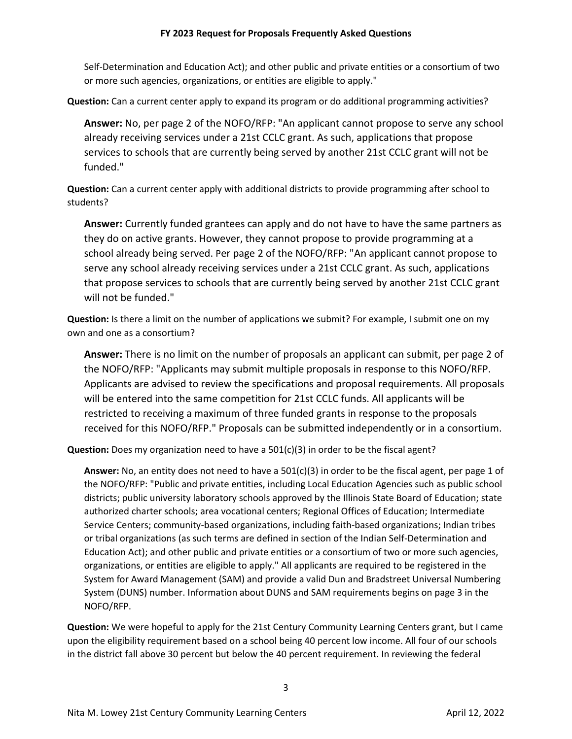Self-Determination and Education Act); and other public and private entities or a consortium of two or more such agencies, organizations, or entities are eligible to apply."

**Question:** Can a current center apply to expand its program or do additional programming activities?

**Answer:** No, per page 2 of the NOFO/RFP: "An applicant cannot propose to serve any school already receiving services under a 21st CCLC grant. As such, applications that propose services to schools that are currently being served by another 21st CCLC grant will not be funded."

**Question:** Can a current center apply with additional districts to provide programming after school to students?

**Answer:** Currently funded grantees can apply and do not have to have the same partners as they do on active grants. However, they cannot propose to provide programming at a school already being served. Per page 2 of the NOFO/RFP: "An applicant cannot propose to serve any school already receiving services under a 21st CCLC grant. As such, applications that propose services to schools that are currently being served by another 21st CCLC grant will not be funded."

**Question:** Is there a limit on the number of applications we submit? For example, I submit one on my own and one as a consortium?

**Answer:** There is no limit on the number of proposals an applicant can submit, per page 2 of the NOFO/RFP: "Applicants may submit multiple proposals in response to this NOFO/RFP. Applicants are advised to review the specifications and proposal requirements. All proposals will be entered into the same competition for 21st CCLC funds. All applicants will be restricted to receiving a maximum of three funded grants in response to the proposals received for this NOFO/RFP." Proposals can be submitted independently or in a consortium.

**Question:** Does my organization need to have a 501(c)(3) in order to be the fiscal agent?

**Answer:** No, an entity does not need to have a 501(c)(3) in order to be the fiscal agent, per page 1 of the NOFO/RFP: "Public and private entities, including Local Education Agencies such as public school districts; public university laboratory schools approved by the Illinois State Board of Education; state authorized charter schools; area vocational centers; Regional Offices of Education; Intermediate Service Centers; community-based organizations, including faith-based organizations; Indian tribes or tribal organizations (as such terms are defined in section of the Indian Self-Determination and Education Act); and other public and private entities or a consortium of two or more such agencies, organizations, or entities are eligible to apply." All applicants are required to be registered in the System for Award Management (SAM) and provide a valid Dun and Bradstreet Universal Numbering System (DUNS) number. Information about DUNS and SAM requirements begins on page 3 in the NOFO/RFP.

**Question:** We were hopeful to apply for the 21st Century Community Learning Centers grant, but I came upon the eligibility requirement based on a school being 40 percent low income. All four of our schools in the district fall above 30 percent but below the 40 percent requirement. In reviewing the federal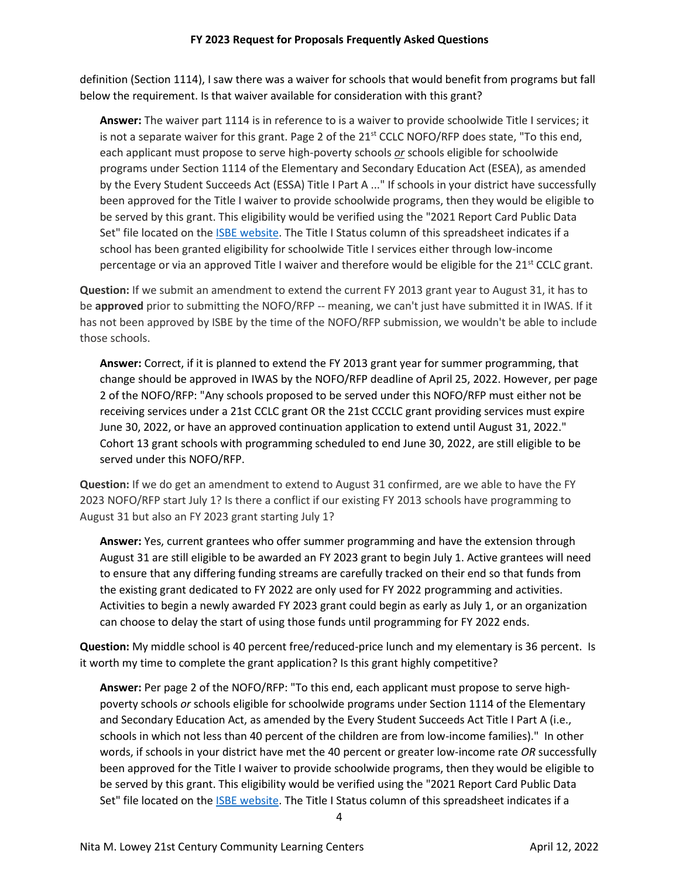definition (Section 1114), I saw there was a waiver for schools that would benefit from programs but fall below the requirement. Is that waiver available for consideration with this grant?

> **Answer:** The waiver part 1114 is in reference to is a waiver to provide schoolwide Title I services; it is not a separate waiver for this grant. Page 2 of the 21st CCLC NOFO/RFP does state, "To this end, each applicant must propose to serve high-poverty schools ***or*** schools eligible for schoolwide programs under Section 1114 of the Elementary and Secondary Education Act (ESEA), as amended by the Every Student Succeeds Act (ESSA) Title I Part A ..." If schools in your district have successfully been approved for the Title I waiver to provide schoolwide programs, then they would be eligible to be served by this grant. This eligibility would be verified using the "2021 Report Card Public Data Set" file located on the [ISBE website](). The Title I Status column of this spreadsheet indicates if a school has been granted eligibility for schoolwide Title I services either through low-income percentage or via an approved Title I waiver and therefore would be eligible for the 21st CCLC grant.

**Question:** If we submit an amendment to extend the current FY 2013 grant year to August 31, it has to be **approved** prior to submitting the NOFO/RFP -- meaning, we can't just have submitted it in IWAS. If it has not been approved by ISBE by the time of the NOFO/RFP submission, we wouldn't be able to include those schools.

> **Answer:** Correct, if it is planned to extend the FY 2013 grant year for summer programming, that change should be approved in IWAS by the NOFO/RFP deadline of April 25, 2022. However, per page 2 of the NOFO/RFP: "Any schools proposed to be served under this NOFO/RFP must either not be receiving services under a 21st CCLC grant OR the 21st CCCLC grant providing services must expire June 30, 2022, or have an approved continuation application to extend until August 31, 2022." Cohort 13 grant schools with programming scheduled to end June 30, 2022, are still eligible to be served under this NOFO/RFP.

**Question:** If we do get an amendment to extend to August 31 confirmed, are we able to have the FY 2023 NOFO/RFP start July 1? Is there a conflict if our existing FY 2013 schools have programming to August 31 but also an FY 2023 grant starting July 1?

> **Answer:** Yes, current grantees who offer summer programming and have the extension through August 31 are still eligible to be awarded an FY 2023 grant to begin July 1. Active grantees will need to ensure that any differing funding streams are carefully tracked on their end so that funds from the existing grant dedicated to FY 2022 are only used for FY 2022 programming and activities. Activities to begin a newly awarded FY 2023 grant could begin as early as July 1, or an organization can choose to delay the start of using those funds until programming for FY 2022 ends.

**Question:** My middle school is 40 percent free/reduced-price lunch and my elementary is 36 percent. Is it worth my time to complete the grant application? Is this grant highly competitive?

> **Answer:** Per page 2 of the NOFO/RFP: "To this end, each applicant must propose to serve high-poverty schools *or* schools eligible for schoolwide programs under Section 1114 of the Elementary and Secondary Education Act, as amended by the Every Student Succeeds Act Title I Part A (i.e., schools in which not less than 40 percent of the children are from low-income families)." In other words, if schools in your district have met the 40 percent or greater low-income rate *OR* successfully been approved for the Title I waiver to provide schoolwide programs, then they would be eligible to be served by this grant. This eligibility would be verified using the "2021 Report Card Public Data Set" file located on the [ISBE website](). The Title I Status column of this spreadsheet indicates if a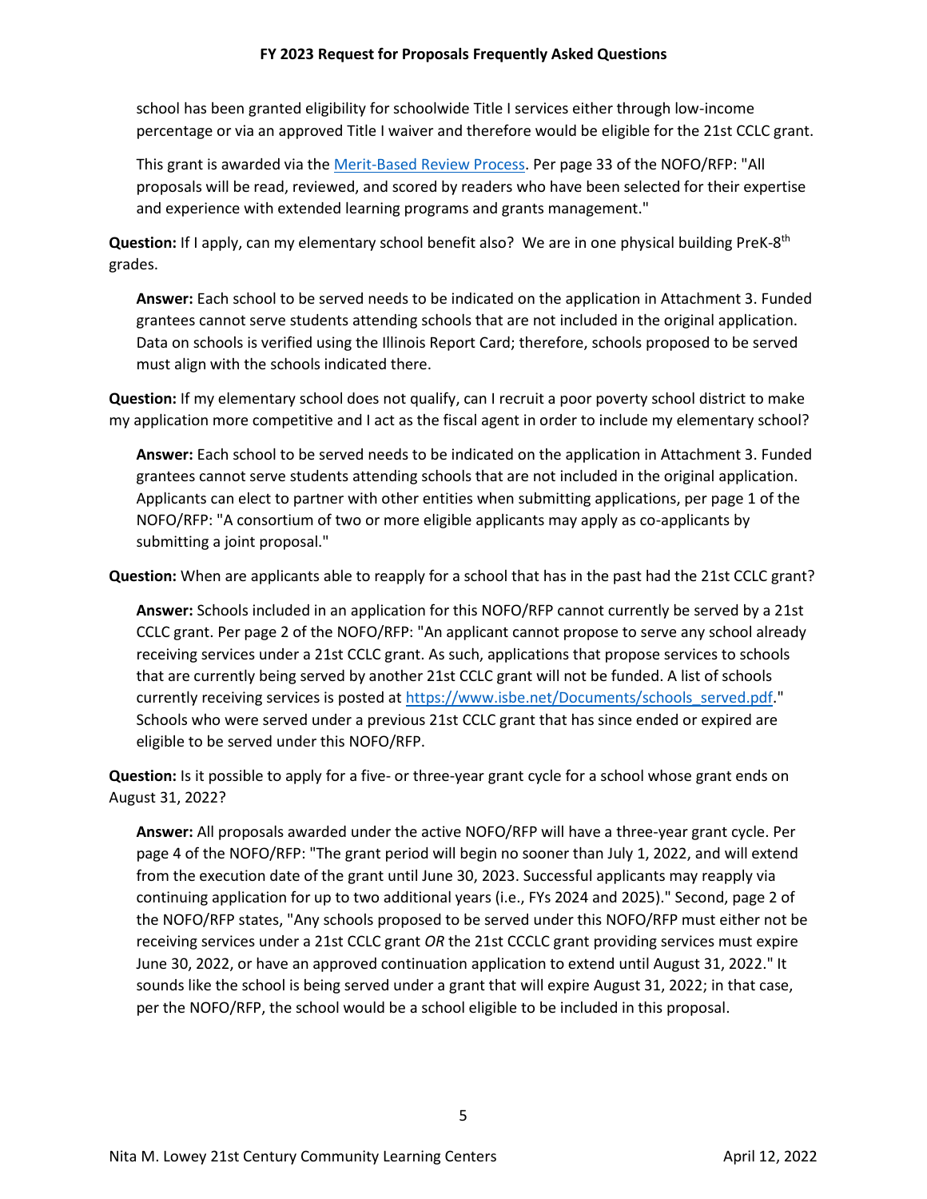school has been granted eligibility for schoolwide Title I services either through low-income percentage or via an approved Title I waiver and therefore would be eligible for the 21st CCLC grant.

This grant is awarded via the [Merit-Based Review Process](). Per page 33 of the NOFO/RFP: "All proposals will be read, reviewed, and scored by readers who have been selected for their expertise and experience with extended learning programs and grants management."

**Question:** If I apply, can my elementary school benefit also? We are in one physical building PreK-8th grades.

**Answer:** Each school to be served needs to be indicated on the application in Attachment 3. Funded grantees cannot serve students attending schools that are not included in the original application. Data on schools is verified using the Illinois Report Card; therefore, schools proposed to be served must align with the schools indicated there.

**Question:** If my elementary school does not qualify, can I recruit a poor poverty school district to make my application more competitive and I act as the fiscal agent in order to include my elementary school?

**Answer:** Each school to be served needs to be indicated on the application in Attachment 3. Funded grantees cannot serve students attending schools that are not included in the original application. Applicants can elect to partner with other entities when submitting applications, per page 1 of the NOFO/RFP: "A consortium of two or more eligible applicants may apply as co-applicants by submitting a joint proposal."

**Question:** When are applicants able to reapply for a school that has in the past had the 21st CCLC grant?

**Answer:** Schools included in an application for this NOFO/RFP cannot currently be served by a 21st CCLC grant. Per page 2 of the NOFO/RFP: "An applicant cannot propose to serve any school already receiving services under a 21st CCLC grant. As such, applications that propose services to schools that are currently being served by another 21st CCLC grant will not be funded. A list of schools currently receiving services is posted at [https://www.isbe.net/Documents/schools_served.pdf](https://www.isbe.net/Documents/schools_served.pdf)." Schools who were served under a previous 21st CCLC grant that has since ended or expired are eligible to be served under this NOFO/RFP.

**Question:** Is it possible to apply for a five- or three-year grant cycle for a school whose grant ends on August 31, 2022?

**Answer:** All proposals awarded under the active NOFO/RFP will have a three-year grant cycle. Per page 4 of the NOFO/RFP: "The grant period will begin no sooner than July 1, 2022, and will extend from the execution date of the grant until June 30, 2023. Successful applicants may reapply via continuing application for up to two additional years (i.e., FYs 2024 and 2025)." Second, page 2 of the NOFO/RFP states, "Any schools proposed to be served under this NOFO/RFP must either not be receiving services under a 21st CCLC grant *OR* the 21st CCCLC grant providing services must expire June 30, 2022, or have an approved continuation application to extend until August 31, 2022." It sounds like the school is being served under a grant that will expire August 31, 2022; in that case, per the NOFO/RFP, the school would be a school eligible to be included in this proposal.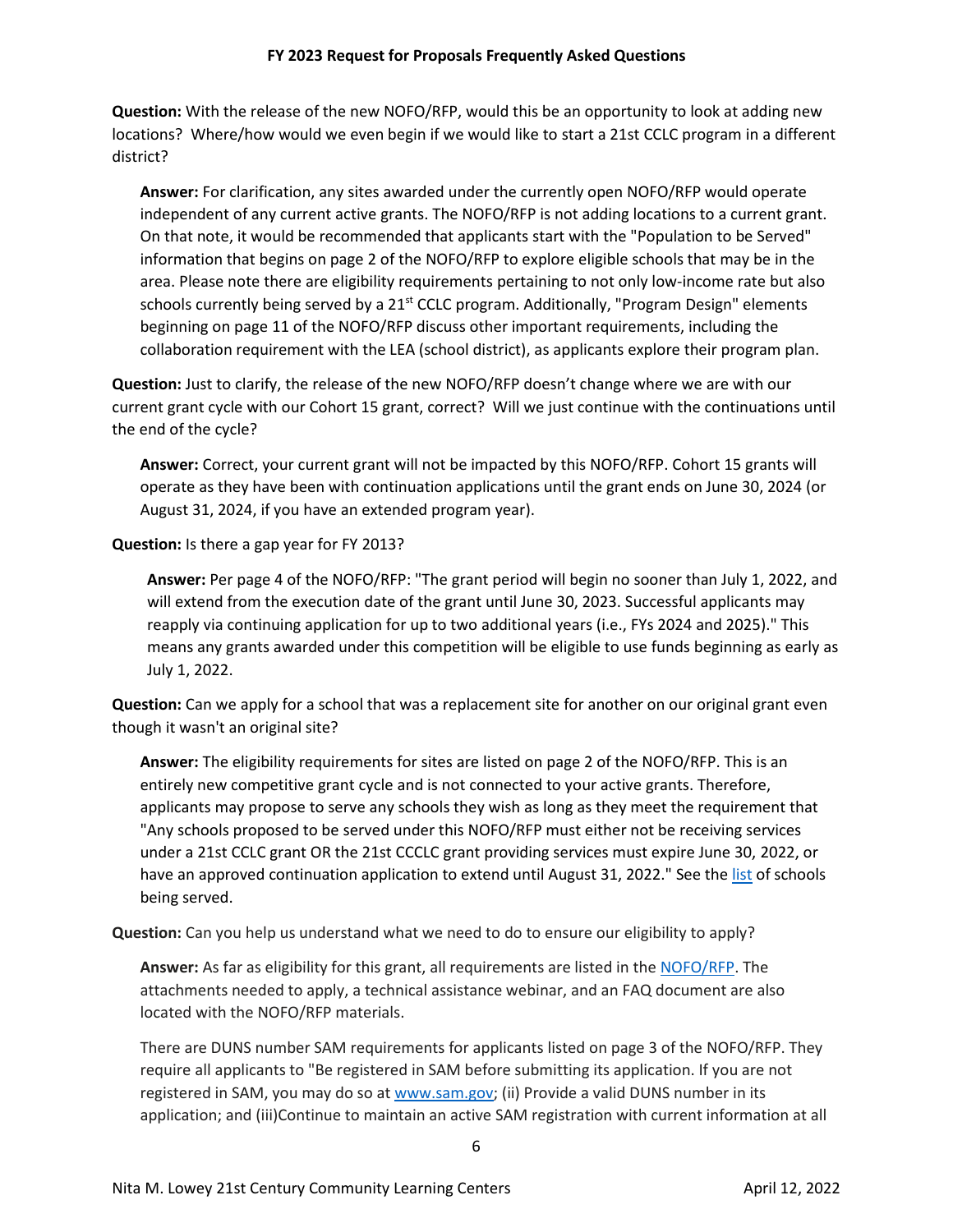**Question:** With the release of the new NOFO/RFP, would this be an opportunity to look at adding new locations? Where/how would we even begin if we would like to start a 21st CCLC program in a different district?

> **Answer:** For clarification, any sites awarded under the currently open NOFO/RFP would operate independent of any current active grants. The NOFO/RFP is not adding locations to a current grant. On that note, it would be recommended that applicants start with the "Population to be Served" information that begins on page 2 of the NOFO/RFP to explore eligible schools that may be in the area. Please note there are eligibility requirements pertaining to not only low-income rate but also schools currently being served by a 21st CCLC program. Additionally, "Program Design" elements beginning on page 11 of the NOFO/RFP discuss other important requirements, including the collaboration requirement with the LEA (school district), as applicants explore their program plan.

**Question:** Just to clarify, the release of the new NOFO/RFP doesn't change where we are with our current grant cycle with our Cohort 15 grant, correct? Will we just continue with the continuations until the end of the cycle?

> **Answer:** Correct, your current grant will not be impacted by this NOFO/RFP. Cohort 15 grants will operate as they have been with continuation applications until the grant ends on June 30, 2024 (or August 31, 2024, if you have an extended program year).

**Question:** Is there a gap year for FY 2013?

> **Answer:** Per page 4 of the NOFO/RFP: "The grant period will begin no sooner than July 1, 2022, and will extend from the execution date of the grant until June 30, 2023. Successful applicants may reapply via continuing application for up to two additional years (i.e., FYs 2024 and 2025)." This means any grants awarded under this competition will be eligible to use funds beginning as early as July 1, 2022.

**Question:** Can we apply for a school that was a replacement site for another on our original grant even though it wasn't an original site?

> **Answer:** The eligibility requirements for sites are listed on page 2 of the NOFO/RFP. This is an entirely new competitive grant cycle and is not connected to your active grants. Therefore, applicants may propose to serve any schools they wish as long as they meet the requirement that "Any schools proposed to be served under this NOFO/RFP must either not be receiving services under a 21st CCLC grant OR the 21st CCCLC grant providing services must expire June 30, 2022, or have an approved continuation application to extend until August 31, 2022." See the list of schools being served.

**Question:** Can you help us understand what we need to do to ensure our eligibility to apply?

> **Answer:** As far as eligibility for this grant, all requirements are listed in the NOFO/RFP. The attachments needed to apply, a technical assistance webinar, and an FAQ document are also located with the NOFO/RFP materials.
>
> There are DUNS number SAM requirements for applicants listed on page 3 of the NOFO/RFP. They require all applicants to "Be registered in SAM before submitting its application. If you are not registered in SAM, you may do so at www.sam.gov; (ii) Provide a valid DUNS number in its application; and (iii)Continue to maintain an active SAM registration with current information at all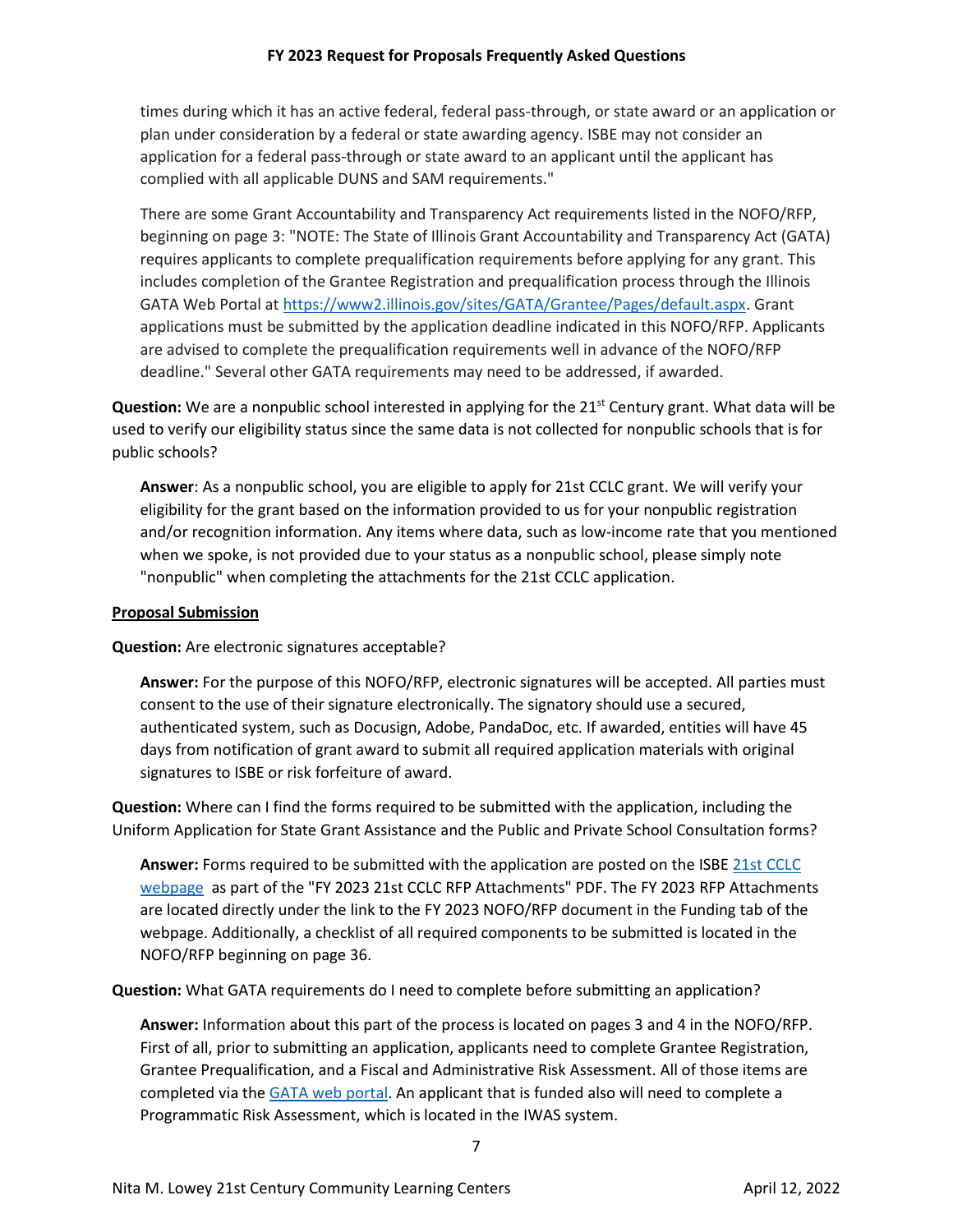times during which it has an active federal, federal pass-through, or state award or an application or plan under consideration by a federal or state awarding agency. ISBE may not consider an application for a federal pass-through or state award to an applicant until the applicant has complied with all applicable DUNS and SAM requirements."

There are some Grant Accountability and Transparency Act requirements listed in the NOFO/RFP, beginning on page 3: "NOTE: The State of Illinois Grant Accountability and Transparency Act (GATA) requires applicants to complete prequalification requirements before applying for any grant. This includes completion of the Grantee Registration and prequalification process through the Illinois GATA Web Portal at https://www2.illinois.gov/sites/GATA/Grantee/Pages/default.aspx. Grant applications must be submitted by the application deadline indicated in this NOFO/RFP. Applicants are advised to complete the prequalification requirements well in advance of the NOFO/RFP deadline." Several other GATA requirements may need to be addressed, if awarded.

**Question:** We are a nonpublic school interested in applying for the 21st Century grant. What data will be used to verify our eligibility status since the same data is not collected for nonpublic schools that is for public schools?

**Answer**: As a nonpublic school, you are eligible to apply for 21st CCLC grant. We will verify your eligibility for the grant based on the information provided to us for your nonpublic registration and/or recognition information. Any items where data, such as low-income rate that you mentioned when we spoke, is not provided due to your status as a nonpublic school, please simply note "nonpublic" when completing the attachments for the 21st CCLC application.

**Proposal Submission**

**Question:** Are electronic signatures acceptable?

**Answer:** For the purpose of this NOFO/RFP, electronic signatures will be accepted. All parties must consent to the use of their signature electronically. The signatory should use a secured, authenticated system, such as Docusign, Adobe, PandaDoc, etc. If awarded, entities will have 45 days from notification of grant award to submit all required application materials with original signatures to ISBE or risk forfeiture of award.

**Question:** Where can I find the forms required to be submitted with the application, including the Uniform Application for State Grant Assistance and the Public and Private School Consultation forms?

**Answer:** Forms required to be submitted with the application are posted on the ISBE 21st CCLC webpage as part of the "FY 2023 21st CCLC RFP Attachments" PDF. The FY 2023 RFP Attachments are located directly under the link to the FY 2023 NOFO/RFP document in the Funding tab of the webpage. Additionally, a checklist of all required components to be submitted is located in the NOFO/RFP beginning on page 36.

**Question:** What GATA requirements do I need to complete before submitting an application?

**Answer:** Information about this part of the process is located on pages 3 and 4 in the NOFO/RFP. First of all, prior to submitting an application, applicants need to complete Grantee Registration, Grantee Prequalification, and a Fiscal and Administrative Risk Assessment. All of those items are completed via the GATA web portal. An applicant that is funded also will need to complete a Programmatic Risk Assessment, which is located in the IWAS system.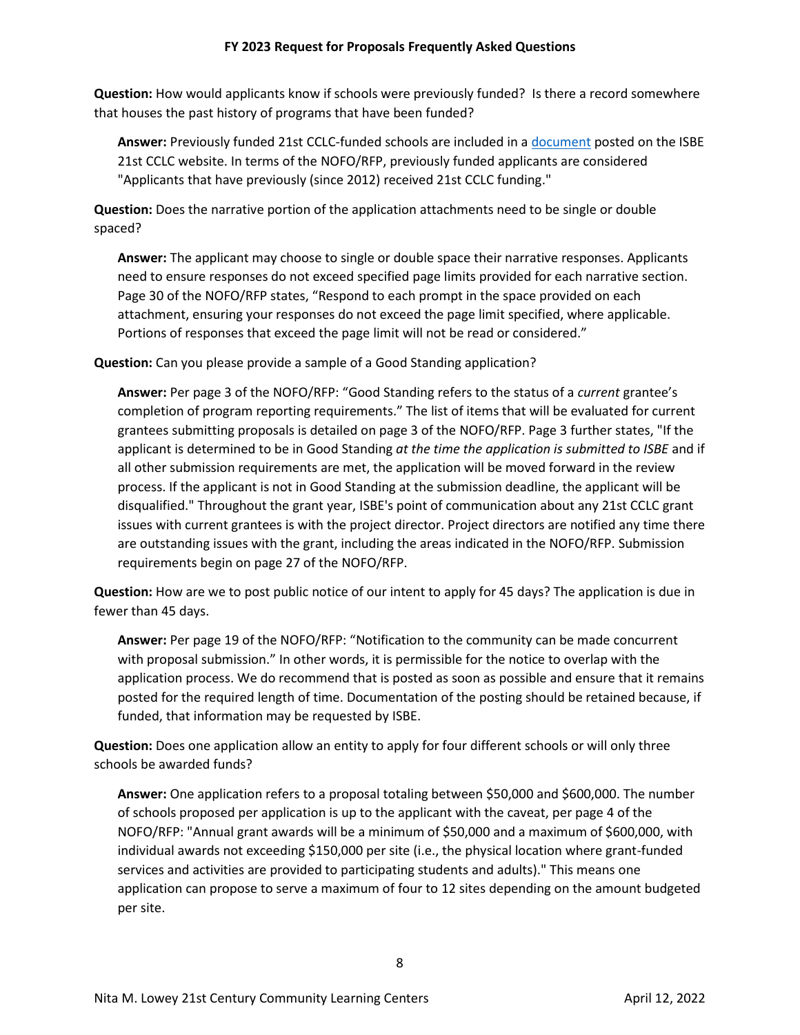**Question:** How would applicants know if schools were previously funded? Is there a record somewhere that houses the past history of programs that have been funded?

> **Answer:** Previously funded 21st CCLC-funded schools are included in a document posted on the ISBE 21st CCLC website. In terms of the NOFO/RFP, previously funded applicants are considered "Applicants that have previously (since 2012) received 21st CCLC funding."

**Question:** Does the narrative portion of the application attachments need to be single or double spaced?

> **Answer:** The applicant may choose to single or double space their narrative responses. Applicants need to ensure responses do not exceed specified page limits provided for each narrative section. Page 30 of the NOFO/RFP states, "Respond to each prompt in the space provided on each attachment, ensuring your responses do not exceed the page limit specified, where applicable. Portions of responses that exceed the page limit will not be read or considered."

**Question:** Can you please provide a sample of a Good Standing application?

> **Answer:** Per page 3 of the NOFO/RFP: "Good Standing refers to the status of a *current* grantee's completion of program reporting requirements." The list of items that will be evaluated for current grantees submitting proposals is detailed on page 3 of the NOFO/RFP. Page 3 further states, "If the applicant is determined to be in Good Standing *at the time the application is submitted to ISBE* and if all other submission requirements are met, the application will be moved forward in the review process. If the applicant is not in Good Standing at the submission deadline, the applicant will be disqualified." Throughout the grant year, ISBE's point of communication about any 21st CCLC grant issues with current grantees is with the project director. Project directors are notified any time there are outstanding issues with the grant, including the areas indicated in the NOFO/RFP. Submission requirements begin on page 27 of the NOFO/RFP.

**Question:** How are we to post public notice of our intent to apply for 45 days? The application is due in fewer than 45 days.

> **Answer:** Per page 19 of the NOFO/RFP: "Notification to the community can be made concurrent with proposal submission." In other words, it is permissible for the notice to overlap with the application process. We do recommend that is posted as soon as possible and ensure that it remains posted for the required length of time. Documentation of the posting should be retained because, if funded, that information may be requested by ISBE.

**Question:** Does one application allow an entity to apply for four different schools or will only three schools be awarded funds?

> **Answer:** One application refers to a proposal totaling between $50,000 and $600,000. The number of schools proposed per application is up to the applicant with the caveat, per page 4 of the NOFO/RFP: "Annual grant awards will be a minimum of $50,000 and a maximum of $600,000, with individual awards not exceeding $150,000 per site (i.e., the physical location where grant-funded services and activities are provided to participating students and adults)." This means one application can propose to serve a maximum of four to 12 sites depending on the amount budgeted per site.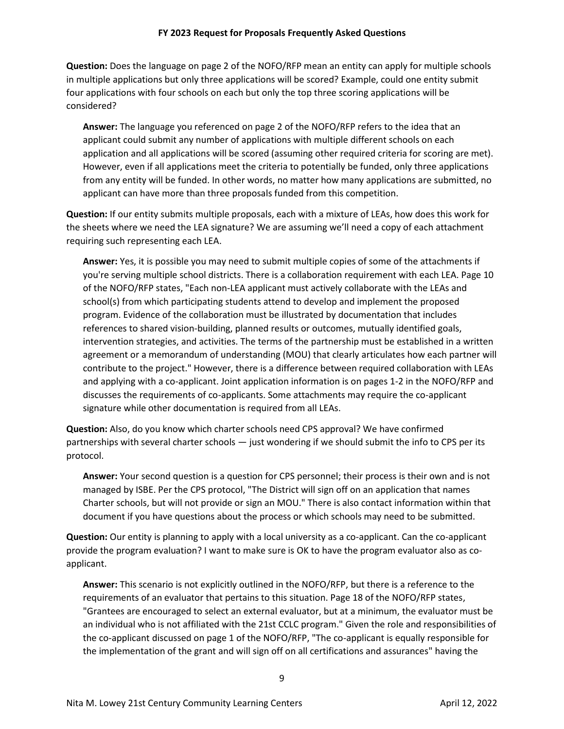**Question:** Does the language on page 2 of the NOFO/RFP mean an entity can apply for multiple schools in multiple applications but only three applications will be scored? Example, could one entity submit four applications with four schools on each but only the top three scoring applications will be considered?

> **Answer:** The language you referenced on page 2 of the NOFO/RFP refers to the idea that an applicant could submit any number of applications with multiple different schools on each application and all applications will be scored (assuming other required criteria for scoring are met). However, even if all applications meet the criteria to potentially be funded, only three applications from any entity will be funded. In other words, no matter how many applications are submitted, no applicant can have more than three proposals funded from this competition.

**Question:** If our entity submits multiple proposals, each with a mixture of LEAs, how does this work for the sheets where we need the LEA signature? We are assuming we'll need a copy of each attachment requiring such representing each LEA.

> **Answer:** Yes, it is possible you may need to submit multiple copies of some of the attachments if you're serving multiple school districts. There is a collaboration requirement with each LEA. Page 10 of the NOFO/RFP states, "Each non-LEA applicant must actively collaborate with the LEAs and school(s) from which participating students attend to develop and implement the proposed program. Evidence of the collaboration must be illustrated by documentation that includes references to shared vision-building, planned results or outcomes, mutually identified goals, intervention strategies, and activities. The terms of the partnership must be established in a written agreement or a memorandum of understanding (MOU) that clearly articulates how each partner will contribute to the project." However, there is a difference between required collaboration with LEAs and applying with a co-applicant. Joint application information is on pages 1-2 in the NOFO/RFP and discusses the requirements of co-applicants. Some attachments may require the co-applicant signature while other documentation is required from all LEAs.

**Question:** Also, do you know which charter schools need CPS approval? We have confirmed partnerships with several charter schools — just wondering if we should submit the info to CPS per its protocol.

> **Answer:** Your second question is a question for CPS personnel; their process is their own and is not managed by ISBE. Per the CPS protocol, "The District will sign off on an application that names Charter schools, but will not provide or sign an MOU." There is also contact information within that document if you have questions about the process or which schools may need to be submitted.

**Question:** Our entity is planning to apply with a local university as a co-applicant. Can the co-applicant provide the program evaluation? I want to make sure is OK to have the program evaluator also as co-applicant.

> **Answer:** This scenario is not explicitly outlined in the NOFO/RFP, but there is a reference to the requirements of an evaluator that pertains to this situation. Page 18 of the NOFO/RFP states, "Grantees are encouraged to select an external evaluator, but at a minimum, the evaluator must be an individual who is not affiliated with the 21st CCLC program." Given the role and responsibilities of the co-applicant discussed on page 1 of the NOFO/RFP, "The co-applicant is equally responsible for the implementation of the grant and will sign off on all certifications and assurances" having the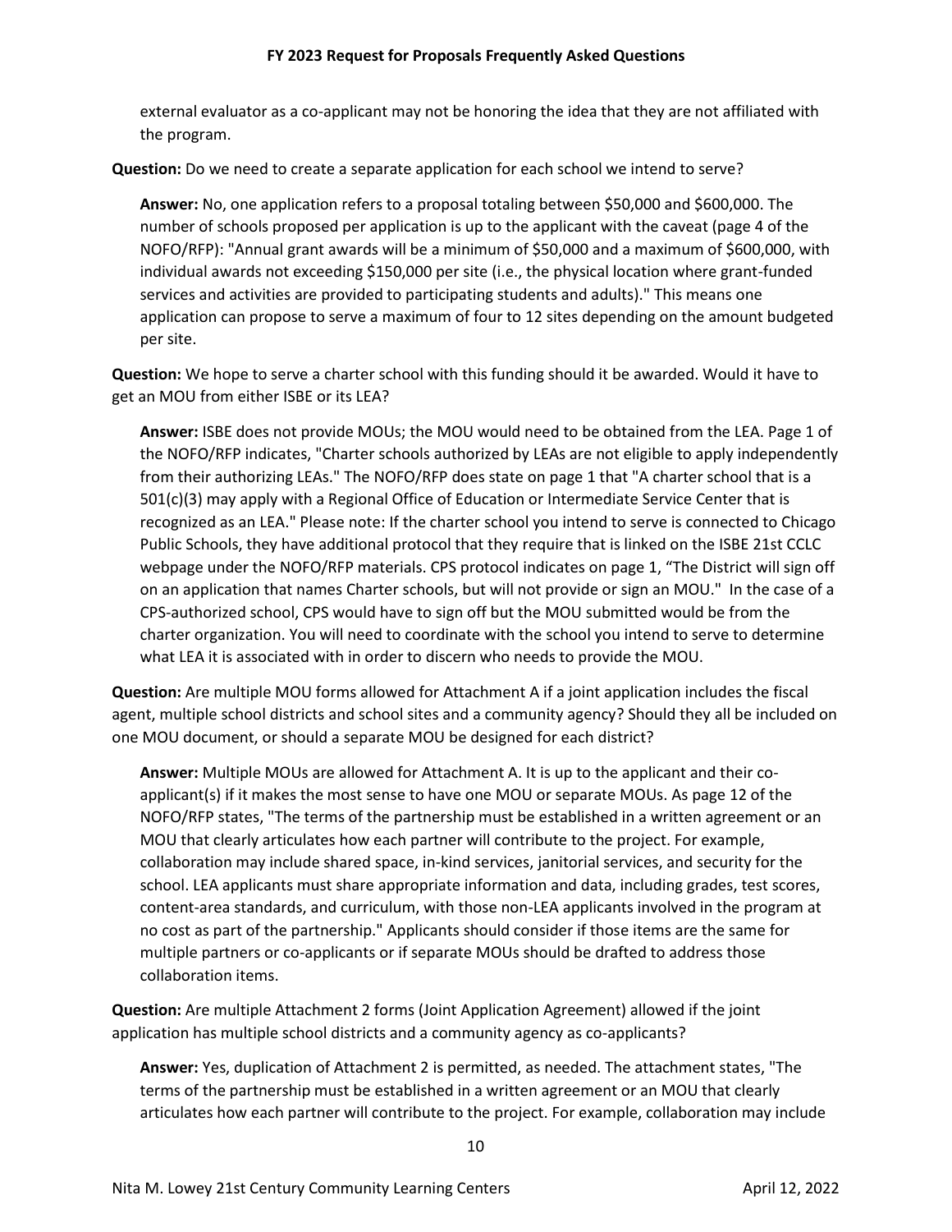external evaluator as a co-applicant may not be honoring the idea that they are not affiliated with the program.

**Question:** Do we need to create a separate application for each school we intend to serve?

**Answer:** No, one application refers to a proposal totaling between $50,000 and $600,000. The number of schools proposed per application is up to the applicant with the caveat (page 4 of the NOFO/RFP): "Annual grant awards will be a minimum of $50,000 and a maximum of $600,000, with individual awards not exceeding $150,000 per site (i.e., the physical location where grant-funded services and activities are provided to participating students and adults)." This means one application can propose to serve a maximum of four to 12 sites depending on the amount budgeted per site.

**Question:** We hope to serve a charter school with this funding should it be awarded. Would it have to get an MOU from either ISBE or its LEA?

**Answer:** ISBE does not provide MOUs; the MOU would need to be obtained from the LEA. Page 1 of the NOFO/RFP indicates, "Charter schools authorized by LEAs are not eligible to apply independently from their authorizing LEAs." The NOFO/RFP does state on page 1 that "A charter school that is a 501(c)(3) may apply with a Regional Office of Education or Intermediate Service Center that is recognized as an LEA." Please note: If the charter school you intend to serve is connected to Chicago Public Schools, they have additional protocol that they require that is linked on the ISBE 21st CCLC webpage under the NOFO/RFP materials. CPS protocol indicates on page 1, "The District will sign off on an application that names Charter schools, but will not provide or sign an MOU." In the case of a CPS-authorized school, CPS would have to sign off but the MOU submitted would be from the charter organization. You will need to coordinate with the school you intend to serve to determine what LEA it is associated with in order to discern who needs to provide the MOU.

**Question:** Are multiple MOU forms allowed for Attachment A if a joint application includes the fiscal agent, multiple school districts and school sites and a community agency? Should they all be included on one MOU document, or should a separate MOU be designed for each district?

**Answer:** Multiple MOUs are allowed for Attachment A. It is up to the applicant and their co-applicant(s) if it makes the most sense to have one MOU or separate MOUs. As page 12 of the NOFO/RFP states, "The terms of the partnership must be established in a written agreement or an MOU that clearly articulates how each partner will contribute to the project. For example, collaboration may include shared space, in-kind services, janitorial services, and security for the school. LEA applicants must share appropriate information and data, including grades, test scores, content-area standards, and curriculum, with those non-LEA applicants involved in the program at no cost as part of the partnership." Applicants should consider if those items are the same for multiple partners or co-applicants or if separate MOUs should be drafted to address those collaboration items.

**Question:** Are multiple Attachment 2 forms (Joint Application Agreement) allowed if the joint application has multiple school districts and a community agency as co-applicants?

**Answer:** Yes, duplication of Attachment 2 is permitted, as needed. The attachment states, "The terms of the partnership must be established in a written agreement or an MOU that clearly articulates how each partner will contribute to the project. For example, collaboration may include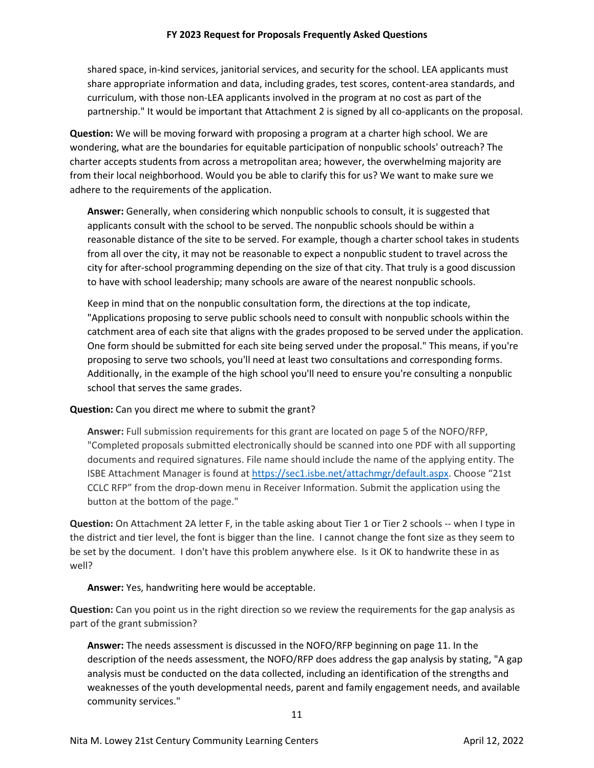shared space, in-kind services, janitorial services, and security for the school. LEA applicants must share appropriate information and data, including grades, test scores, content-area standards, and curriculum, with those non-LEA applicants involved in the program at no cost as part of the partnership." It would be important that Attachment 2 is signed by all co-applicants on the proposal.

**Question:** We will be moving forward with proposing a program at a charter high school. We are wondering, what are the boundaries for equitable participation of nonpublic schools' outreach? The charter accepts students from across a metropolitan area; however, the overwhelming majority are from their local neighborhood. Would you be able to clarify this for us? We want to make sure we adhere to the requirements of the application.

> **Answer:** Generally, when considering which nonpublic schools to consult, it is suggested that applicants consult with the school to be served. The nonpublic schools should be within a reasonable distance of the site to be served. For example, though a charter school takes in students from all over the city, it may not be reasonable to expect a nonpublic student to travel across the city for after-school programming depending on the size of that city. That truly is a good discussion to have with school leadership; many schools are aware of the nearest nonpublic schools.
>
> Keep in mind that on the nonpublic consultation form, the directions at the top indicate, "Applications proposing to serve public schools need to consult with nonpublic schools within the catchment area of each site that aligns with the grades proposed to be served under the application. One form should be submitted for each site being served under the proposal." This means, if you're proposing to serve two schools, you'll need at least two consultations and corresponding forms. Additionally, in the example of the high school you'll need to ensure you're consulting a nonpublic school that serves the same grades.

**Question:** Can you direct me where to submit the grant?

> **Answer:** Full submission requirements for this grant are located on page 5 of the NOFO/RFP, "Completed proposals submitted electronically should be scanned into one PDF with all supporting documents and required signatures. File name should include the name of the applying entity. The ISBE Attachment Manager is found at [https://sec1.isbe.net/attachmgr/default.aspx](https://sec1.isbe.net/attachmgr/default.aspx). Choose "21st CCLC RFP" from the drop-down menu in Receiver Information. Submit the application using the button at the bottom of the page."

**Question:** On Attachment 2A letter F, in the table asking about Tier 1 or Tier 2 schools -- when I type in the district and tier level, the font is bigger than the line. I cannot change the font size as they seem to be set by the document. I don't have this problem anywhere else. Is it OK to handwrite these in as well?

> **Answer:** Yes, handwriting here would be acceptable.

**Question:** Can you point us in the right direction so we review the requirements for the gap analysis as part of the grant submission?

> **Answer:** The needs assessment is discussed in the NOFO/RFP beginning on page 11. In the description of the needs assessment, the NOFO/RFP does address the gap analysis by stating, "A gap analysis must be conducted on the data collected, including an identification of the strengths and weaknesses of the youth developmental needs, parent and family engagement needs, and available community services."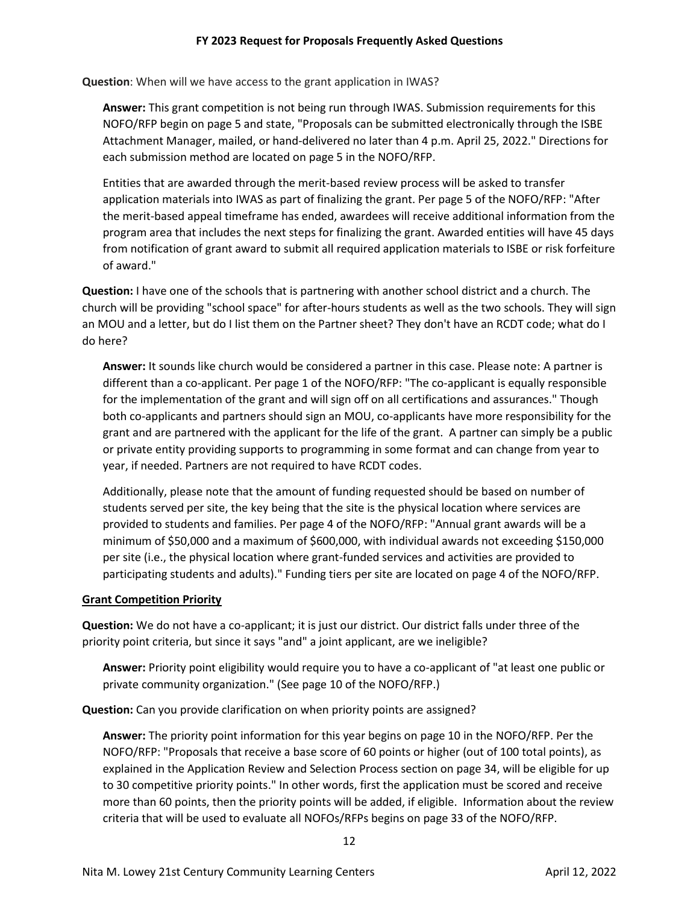**Question**: When will we have access to the grant application in IWAS?

**Answer:** This grant competition is not being run through IWAS. Submission requirements for this NOFO/RFP begin on page 5 and state, "Proposals can be submitted electronically through the ISBE Attachment Manager, mailed, or hand-delivered no later than 4 p.m. April 25, 2022." Directions for each submission method are located on page 5 in the NOFO/RFP.

Entities that are awarded through the merit-based review process will be asked to transfer application materials into IWAS as part of finalizing the grant. Per page 5 of the NOFO/RFP: "After the merit-based appeal timeframe has ended, awardees will receive additional information from the program area that includes the next steps for finalizing the grant. Awarded entities will have 45 days from notification of grant award to submit all required application materials to ISBE or risk forfeiture of award."

**Question:** I have one of the schools that is partnering with another school district and a church. The church will be providing "school space" for after-hours students as well as the two schools. They will sign an MOU and a letter, but do I list them on the Partner sheet? They don't have an RCDT code; what do I do here?

**Answer:** It sounds like church would be considered a partner in this case. Please note: A partner is different than a co-applicant. Per page 1 of the NOFO/RFP: "The co-applicant is equally responsible for the implementation of the grant and will sign off on all certifications and assurances." Though both co-applicants and partners should sign an MOU, co-applicants have more responsibility for the grant and are partnered with the applicant for the life of the grant. A partner can simply be a public or private entity providing supports to programming in some format and can change from year to year, if needed. Partners are not required to have RCDT codes.

Additionally, please note that the amount of funding requested should be based on number of students served per site, the key being that the site is the physical location where services are provided to students and families. Per page 4 of the NOFO/RFP: "Annual grant awards will be a minimum of $50,000 and a maximum of $600,000, with individual awards not exceeding $150,000 per site (i.e., the physical location where grant-funded services and activities are provided to participating students and adults)." Funding tiers per site are located on page 4 of the NOFO/RFP.

**Grant Competition Priority**

**Question:** We do not have a co-applicant; it is just our district. Our district falls under three of the priority point criteria, but since it says "and" a joint applicant, are we ineligible?

**Answer:** Priority point eligibility would require you to have a co-applicant of "at least one public or private community organization." (See page 10 of the NOFO/RFP.)

**Question:** Can you provide clarification on when priority points are assigned?

**Answer:** The priority point information for this year begins on page 10 in the NOFO/RFP. Per the NOFO/RFP: "Proposals that receive a base score of 60 points or higher (out of 100 total points), as explained in the Application Review and Selection Process section on page 34, will be eligible for up to 30 competitive priority points." In other words, first the application must be scored and receive more than 60 points, then the priority points will be added, if eligible. Information about the review criteria that will be used to evaluate all NOFOs/RFPs begins on page 33 of the NOFO/RFP.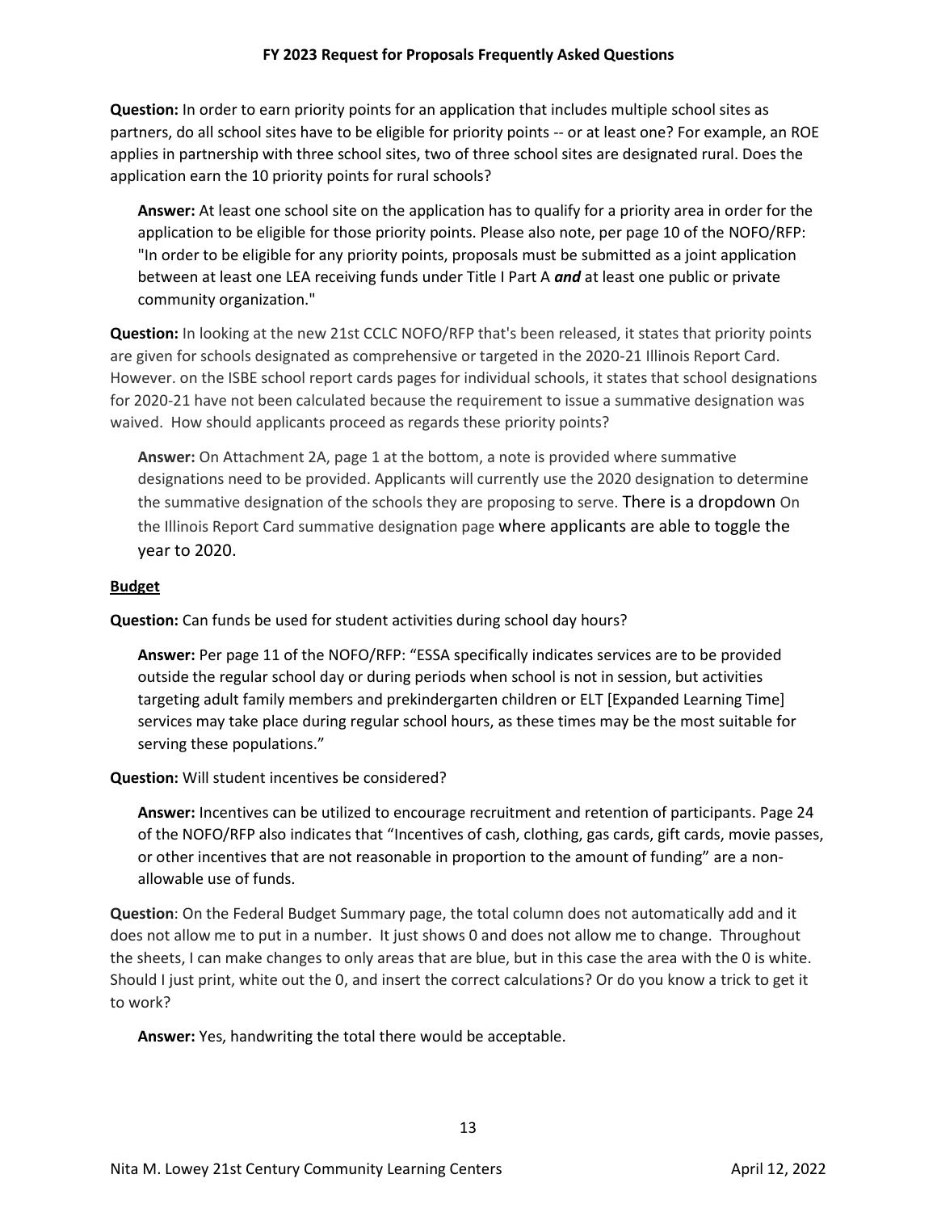**Question:** In order to earn priority points for an application that includes multiple school sites as partners, do all school sites have to be eligible for priority points -- or at least one? For example, an ROE applies in partnership with three school sites, two of three school sites are designated rural. Does the application earn the 10 priority points for rural schools?

> **Answer:** At least one school site on the application has to qualify for a priority area in order for the application to be eligible for those priority points. Please also note, per page 10 of the NOFO/RFP: "In order to be eligible for any priority points, proposals must be submitted as a joint application between at least one LEA receiving funds under Title I Part A ***and*** at least one public or private community organization."

**Question:** In looking at the new 21st CCLC NOFO/RFP that's been released, it states that priority points are given for schools designated as comprehensive or targeted in the 2020-21 Illinois Report Card. However. on the ISBE school report cards pages for individual schools, it states that school designations for 2020-21 have not been calculated because the requirement to issue a summative designation was waived. How should applicants proceed as regards these priority points?

> **Answer:** On Attachment 2A, page 1 at the bottom, a note is provided where summative designations need to be provided. Applicants will currently use the 2020 designation to determine the summative designation of the schools they are proposing to serve. There is a dropdown On the Illinois Report Card summative designation page where applicants are able to toggle the year to 2020.

**<u>Budget</u>**

**Question:** Can funds be used for student activities during school day hours?

> **Answer:** Per page 11 of the NOFO/RFP: "ESSA specifically indicates services are to be provided outside the regular school day or during periods when school is not in session, but activities targeting adult family members and prekindergarten children or ELT [Expanded Learning Time] services may take place during regular school hours, as these times may be the most suitable for serving these populations."

**Question:** Will student incentives be considered?

> **Answer:** Incentives can be utilized to encourage recruitment and retention of participants. Page 24 of the NOFO/RFP also indicates that "Incentives of cash, clothing, gas cards, gift cards, movie passes, or other incentives that are not reasonable in proportion to the amount of funding" are a non-allowable use of funds.

**Question**: On the Federal Budget Summary page, the total column does not automatically add and it does not allow me to put in a number. It just shows 0 and does not allow me to change. Throughout the sheets, I can make changes to only areas that are blue, but in this case the area with the 0 is white. Should I just print, white out the 0, and insert the correct calculations? Or do you know a trick to get it to work?

> **Answer:** Yes, handwriting the total there would be acceptable.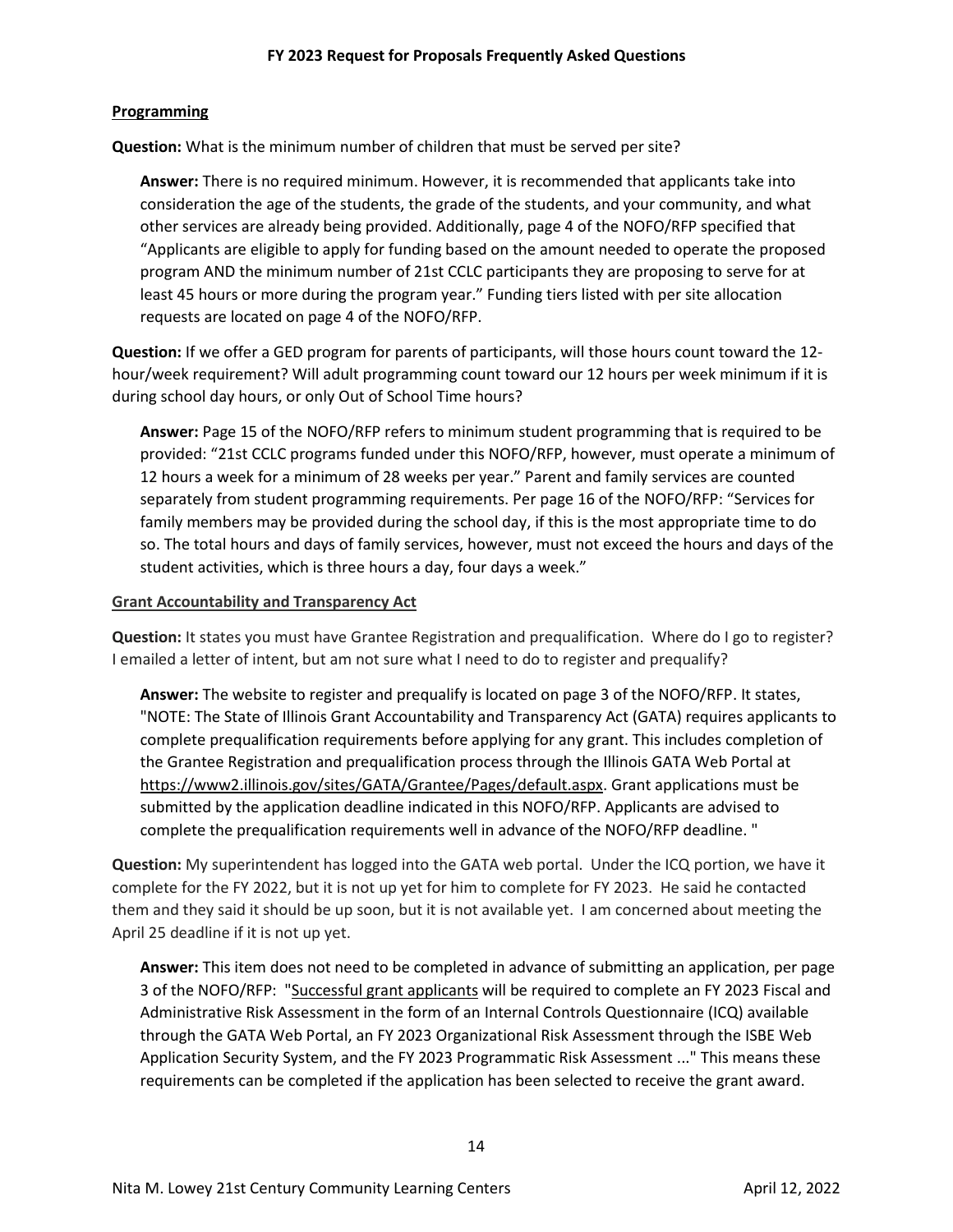## Programming

**Question:** What is the minimum number of children that must be served per site?

> **Answer:** There is no required minimum. However, it is recommended that applicants take into consideration the age of the students, the grade of the students, and your community, and what other services are already being provided. Additionally, page 4 of the NOFO/RFP specified that "Applicants are eligible to apply for funding based on the amount needed to operate the proposed program AND the minimum number of 21st CCLC participants they are proposing to serve for at least 45 hours or more during the program year." Funding tiers listed with per site allocation requests are located on page 4 of the NOFO/RFP.

**Question:** If we offer a GED program for parents of participants, will those hours count toward the 12-hour/week requirement? Will adult programming count toward our 12 hours per week minimum if it is during school day hours, or only Out of School Time hours?

> **Answer:** Page 15 of the NOFO/RFP refers to minimum student programming that is required to be provided: "21st CCLC programs funded under this NOFO/RFP, however, must operate a minimum of 12 hours a week for a minimum of 28 weeks per year." Parent and family services are counted separately from student programming requirements. Per page 16 of the NOFO/RFP: "Services for family members may be provided during the school day, if this is the most appropriate time to do so. The total hours and days of family services, however, must not exceed the hours and days of the student activities, which is three hours a day, four days a week."

## Grant Accountability and Transparency Act

**Question:** It states you must have Grantee Registration and prequalification. Where do I go to register? I emailed a letter of intent, but am not sure what I need to do to register and prequalify?

> **Answer:** The website to register and prequalify is located on page 3 of the NOFO/RFP. It states, "NOTE: The State of Illinois Grant Accountability and Transparency Act (GATA) requires applicants to complete prequalification requirements before applying for any grant. This includes completion of the Grantee Registration and prequalification process through the Illinois GATA Web Portal at https://www2.illinois.gov/sites/GATA/Grantee/Pages/default.aspx. Grant applications must be submitted by the application deadline indicated in this NOFO/RFP. Applicants are advised to complete the prequalification requirements well in advance of the NOFO/RFP deadline. "

**Question:** My superintendent has logged into the GATA web portal. Under the ICQ portion, we have it complete for the FY 2022, but it is not up yet for him to complete for FY 2023. He said he contacted them and they said it should be up soon, but it is not available yet. I am concerned about meeting the April 25 deadline if it is not up yet.

> **Answer:** This item does not need to be completed in advance of submitting an application, per page 3 of the NOFO/RFP: "Successful grant applicants will be required to complete an FY 2023 Fiscal and Administrative Risk Assessment in the form of an Internal Controls Questionnaire (ICQ) available through the GATA Web Portal, an FY 2023 Organizational Risk Assessment through the ISBE Web Application Security System, and the FY 2023 Programmatic Risk Assessment ..." This means these requirements can be completed if the application has been selected to receive the grant award.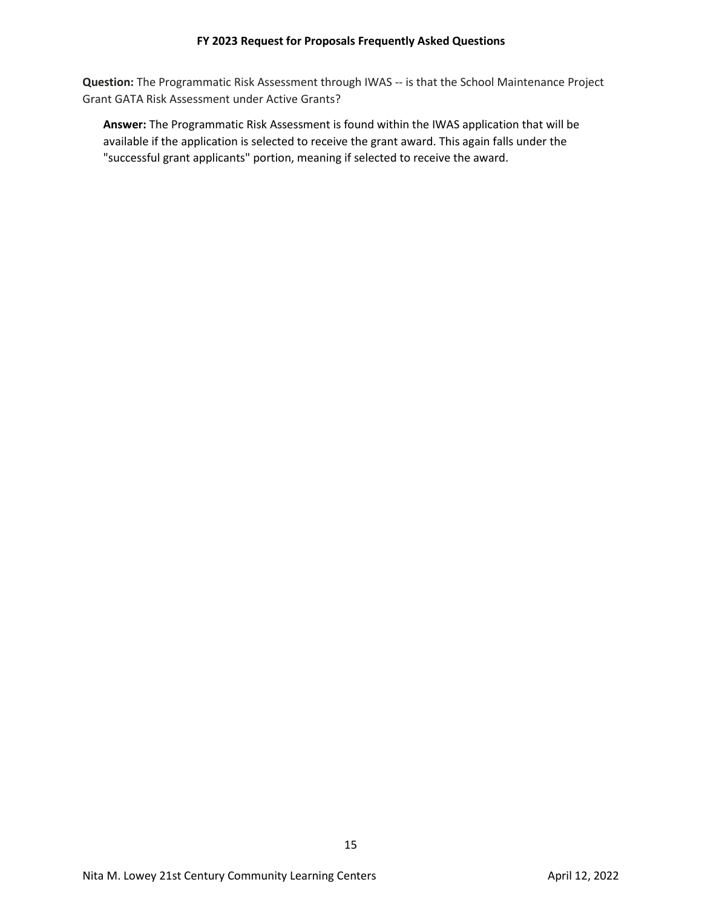**Question:** The Programmatic Risk Assessment through IWAS -- is that the School Maintenance Project Grant GATA Risk Assessment under Active Grants?

**Answer:** The Programmatic Risk Assessment is found within the IWAS application that will be available if the application is selected to receive the grant award. This again falls under the "successful grant applicants" portion, meaning if selected to receive the award.